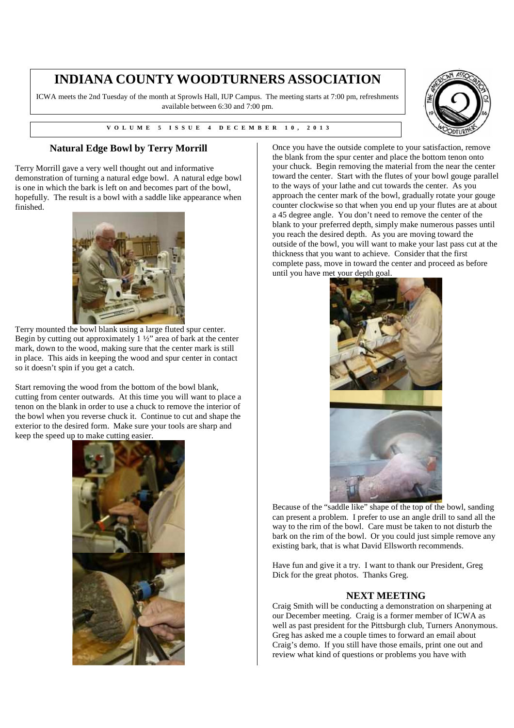# INDIANA COUNTY WOODTURNERS ASSOCIATION

ICWA meets the 2nd Tuesday of the month at Sprowls Hall, IUP Campus. The meeting starts at 7:00 pm, refreshments available between 6:30 and 7:00 pm.

VOLUME 5 ISSUE 4 DECEMBER 10, 2013

## Natural Edge Bowl by Terry Morrill

Terry Morrill gave a very well thought out and informative demonstration of turning a natural edge bowl. A natural edge bowl is one in which the bark is left on and becomes part of the bowl, hopefully. The result is a bowl with a saddle like appearance when finished.

Terry mounted the bowl blank using a large fluted spur center. Begin by cutting out approximately 1 ½" area of bark at the center mark, down to the wood, making sure that the center mark is still in place. This aids in keeping the wood and spur center in contact so it doesn't spin if you get a catch.

Start removing the wood from the bottom of the bowl blank, cutting from center outwards. At this time you will want to place a tenon on the blank in order to use a chuck to remove the interior of the bowl when you reverse chuck it. Continue to cut and shape the exterior to the desired form. Make sure your tools are sharp and keep the speed up to make cutting easier.

Once you have the outside complete to your satisfaction, remove the blank from the spur center and place the bottom tenon onto your chuck. Begin removing the material from the near the center toward the center. Start with the flutes of your bowl gouge parallel to the ways of your lathe and cut towards the center. As you approach the center mark of the bowl, gradually rotate your gouge counter clockwise so that when you end up your flutes are at about a 45 degree angle. You don't need to remove the center of the blank to your preferred depth, simply make numerous passes until you reach the desired depth. As you are moving toward the outside of the bowl, you will want to make your last pass cut at the thickness that you want to achieve. Consider that the first complete pass, move in toward the center and proceed as before until you have met your depth goal.

Because of the "saddle like" shape of the top of the bowl, sanding can present a problem. I prefer to use an angle drill to sand all the way to the rim of the bowl. Care must be taken to not disturb the bark on the rim of the bowl. Or you could just simple remove any existing bark, that is what David Ellsworth recommends.

Have fun and give it a try. I want to thank our President, Greg Dick for the great photos. Thanks Greg.

## NEXT MEETING

Craig Smith will be conducting a demonstration on sharpening at our December meeting. Craig is a former member of ICWA as well as past president for the Pittsburgh club, Turners Anonymous. Greg has asked me a couple times to forward an email about Craig's demo. If you still have those emails, print one out and review what kind of questions or problems you have with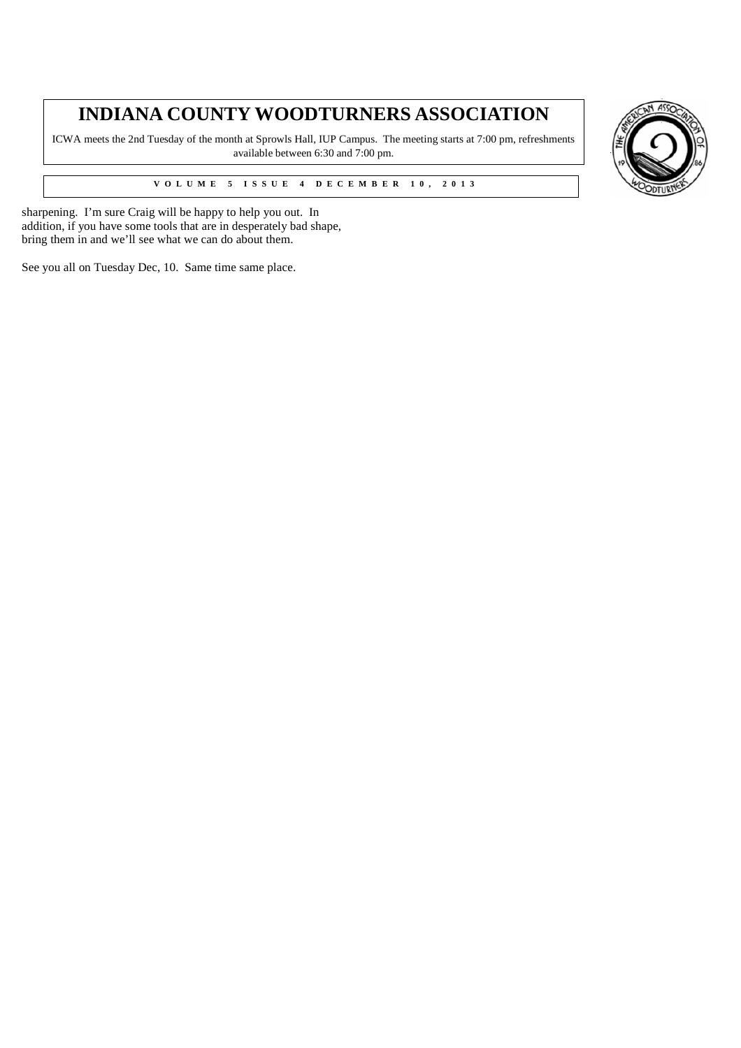sharpening. I'm sure Craig will be happy to help you out. In addition, if you have some tools that are in desperately bad shape, bring them in and we'll see what we can do about them.

See you all on Tuesday Dec, 10. Same time same place.